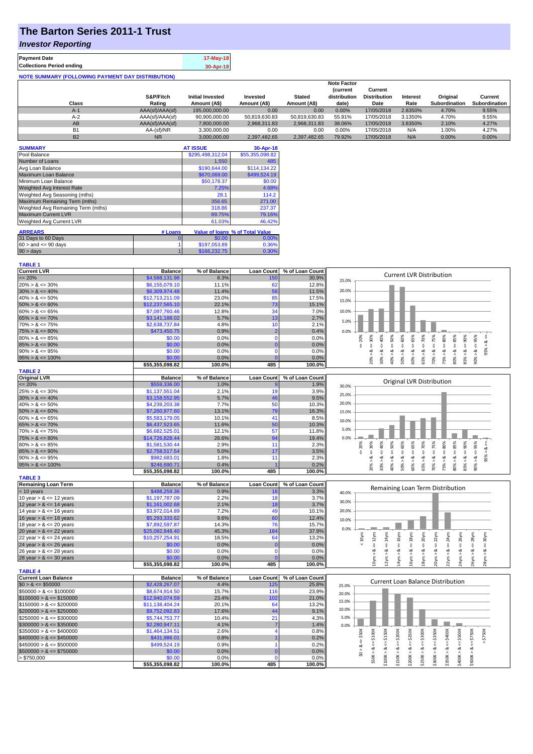# The Barton Series 2011-1 Trust

## *Investor Reporting*

| | |
|---|---|
| **Payment Date** | 17-May-18 |
| **Collections Period ending** | 30-Apr-18 |

**NOTE SUMMARY (FOLLOWING PAYMENT DAY DISTRIBUTION)**

| Class | S&P/Fitch Rating | Initial Invested Amount (A$) | Invested Amount (A$) | Stated Amount (A$) | Note Factor (current distribution date) | Current Distribution Date | Interest Rate | Original Subordination | Current Subordination |
|---|---|---|---|---|---|---|---|---|---|
| A-1 | AAA(sf)/AAA(sf) | 195,000,000.00 | 0.00 | 0.00 | 0.00% | 17/05/2018 | 2.8350% | 4.70% | 9.55% |
| A-2 | AAA(sf)/AAA(sf) | 90,900,000.00 | 50,819,630.83 | 50,819,630.83 | 55.91% | 17/05/2018 | 3.1350% | 4.70% | 9.55% |
| AB | AAA(sf)/AAA(sf) | 7,800,000.00 | 2,968,311.83 | 2,968,311.83 | 38.06% | 17/05/2018 | 3.8350% | 2.10% | 4.27% |
| B1 | AA-(sf)/NR | 3,300,000.00 | 0.00 | 0.00 | 0.00% | 17/05/2018 | N/A | 1.00% | 4.27% |
| B2 | NR | 3,000,000.00 | 2,397,482.65 | 2,397,482.65 | 79.92% | 17/05/2018 | N/A | 0.00% | 0.00% |

| SUMMARY | AT ISSUE | 30-Apr-18 |
|---|---|---|
| Pool Balance | $295,498,312.04 | $55,355,098.82 |
| Number of Loans | 1,550 | 485 |
| Avg Loan Balance | $190,644.00 | $114,134.22 |
| Maximum Loan Balance | $670,069.00 | $499,524.19 |
| Minimum Loan Balance | $50,178.37 | $0.00 |
| Weighted Avg Interest Rate | 7.25% | 4.68% |
| Weighted Avg Seasoning (mths) | 28.1 | 114.2 |
| Maximum Remaining Term (mths) | 356.65 | 271.00 |
| Weighted Avg Remaining Term (mths) | 318.86 | 237.37 |
| Maximum Current LVR | 89.75% | 79.16% |
| Weighted Avg Current LVR | 61.03% | 46.42% |

| ARREARS | # Loans | Value of loans | % of Total Value |
|---|---|---|---|
| 31 Days to 60 Days | 0 | $0.00 | 0.00% |
| 60 > and <= 90 days | 1 | $197,053.89 | 0.36% |
| 90 > days | 1 | $166,232.75 | 0.30% |

**TABLE 1**

| Current LVR | Balance | % of Balance | Loan Count | % of Loan Count |
|---|---|---|---|---|
| <= 20% | $4,588,131.98 | 8.3% | 150 | 30.9% |
| 20% > & <= 30% | $6,155,079.10 | 11.1% | 62 | 12.8% |
| 30% > & <= 40% | $6,309,974.48 | 11.4% | 56 | 11.5% |
| 40% > & <= 50% | $12,713,211.09 | 23.0% | 85 | 17.5% |
| 50% > & <= 60% | $12,237,565.10 | 22.1% | 73 | 15.1% |
| 60% > & <= 65% | $7,097,760.46 | 12.8% | 34 | 7.0% |
| 65% > & <= 70% | $3,141,188.02 | 5.7% | 13 | 2.7% |
| 70% > & <= 75% | $2,638,737.84 | 4.8% | 10 | 2.1% |
| 75% > & <= 80% | $473,450.75 | 0.9% | 2 | 0.4% |
| 80% > & <= 85% | $0.00 | 0.0% | 0 | 0.0% |
| 85% > & <= 90% | $0.00 | 0.0% | 0 | 0.0% |
| 90% > & <= 95% | $0.00 | 0.0% | 0 | 0.0% |
| 95% > & <= 100% | $0.00 | 0.0% | 0 | 0.0% |
| | $55,355,098.82 | 100.0% | 485 | 100.0% |

**TABLE 2**

| Original LVR | Balance | % of Balance | Loan Count | % of Loan Count |
|---|---|---|---|---|
| <= 20% | $559,336.00 | 1.0% | 9 | 1.9% |
| 25% > & <= 30% | $1,137,551.04 | 2.1% | 19 | 3.9% |
| 30% > & <= 40% | $3,158,552.95 | 5.7% | 46 | 9.5% |
| 40% > & <= 50% | $4,239,203.38 | 7.7% | 50 | 10.3% |
| 50% > & <= 60% | $7,260,977.60 | 13.1% | 79 | 16.3% |
| 60% > & <= 65% | $5,583,179.05 | 10.1% | 41 | 8.5% |
| 65% > & <= 70% | $6,437,523.65 | 11.6% | 50 | 10.3% |
| 70% > & <= 75% | $6,682,525.01 | 12.1% | 57 | 11.8% |
| 75% > & <= 80% | $14,726,828.44 | 26.6% | 94 | 19.4% |
| 80% > & <= 85% | $1,581,530.44 | 2.9% | 11 | 2.3% |
| 85% > & <= 90% | $2,758,517.54 | 5.0% | 17 | 3.5% |
| 90% > & <= 95% | $982,683.01 | 1.8% | 11 | 2.3% |
| 95% > & <= 100% | $246,690.71 | 0.4% | 1 | 0.2% |
| | $55,355,098.82 | 100.0% | 485 | 100.0% |

**TABLE 3**

| Remaining Loan Term | Balance | % of Balance | Loan Count | % of Loan Count |
|---|---|---|---|---|
| < 10 years | $488,259.36 | 0.9% | 16 | 3.3% |
| 10 year > & <= 12 years | $1,197,787.09 | 2.2% | 18 | 3.7% |
| 12 year > & <= 14 years | $1,161,002.68 | 2.1% | 18 | 3.7% |
| 14 year > & <= 16 years | $3,972,014.89 | 7.2% | 49 | 10.1% |
| 16 year > & <= 18 years | $5,293,333.62 | 9.6% | 60 | 12.4% |
| 18 year > & <= 20 years | $7,892,597.87 | 14.3% | 76 | 15.7% |
| 20 year > & <= 22 years | $25,092,848.40 | 45.3% | 184 | 37.9% |
| 22 year > & <= 24 years | $10,257,254.91 | 18.5% | 64 | 13.2% |
| 24 year > & <= 26 years | $0.00 | 0.0% | 0 | 0.0% |
| 26 year > & <= 28 years | $0.00 | 0.0% | 0 | 0.0% |
| 28 year > & <= 30 years | $0.00 | 0.0% | 0 | 0.0% |
| | $55,355,098.82 | 100.0% | 485 | 100.0% |

**TABLE 4**

| Current Loan Balance | Balance | % of Balance | Loan Count | % of Loan Count |
|---|---|---|---|---|
| $0 > & <= $50000 | $2,428,267.07 | 4.4% | 125 | 25.8% |
| $50000 > & <= $100000 | $8,674,914.50 | 15.7% | 116 | 23.9% |
| $100000 > & <= $150000 | $12,940,074.59 | 23.4% | 102 | 21.0% |
| $150000 > & <= $200000 | $11,138,404.24 | 20.1% | 64 | 13.2% |
| $200000 > & <= $250000 | $9,752,092.83 | 17.6% | 44 | 9.1% |
| $250000 > & <= $300000 | $5,744,753.77 | 10.4% | 21 | 4.3% |
| $300000 > & <= $350000 | $2,280,947.11 | 4.1% | 7 | 1.4% |
| $350000 > & <= $400000 | $1,464,134.51 | 2.6% | 4 | 0.8% |
| $400000 > & <= $450000 | $431,986.01 | 0.8% | 1 | 0.2% |
| $450000 > & <= $500000 | $499,524.19 | 0.9% | 1 | 0.2% |
| $500000 > & <= $750000 | $0.00 | 0.0% | 0 | 0.0% |
| > $750,000 | $0.00 | 0.0% | 0 | 0.0% |
| | $55,355,098.82 | 100.0% | 485 | 100.0% |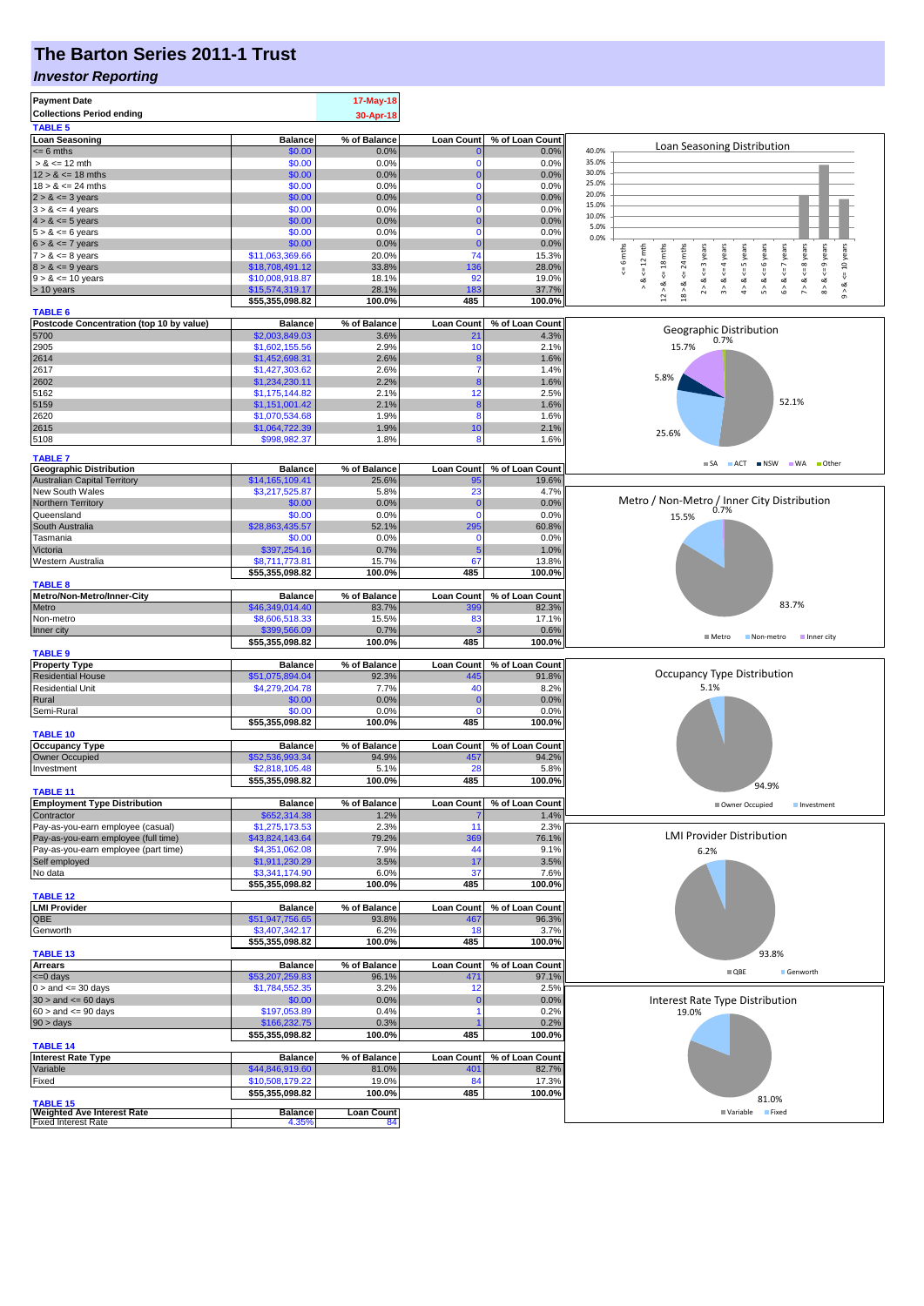# The Barton Series 2011-1 Trust

## *Investor Reporting*

| | |
|---|---|
| **Payment Date** | 17-May-18 |
| **Collections Period ending** | 30-Apr-18 |

**TABLE 5**

| Loan Seasoning | Balance | % of Balance | Loan Count | % of Loan Count |
|---|---|---|---|---|
| <= 6 mths | $0.00 | 0.0% | 0 | 0.0% |
| > & <= 12 mth | $0.00 | 0.0% | 0 | 0.0% |
| 12 > & <= 18 mths | $0.00 | 0.0% | 0 | 0.0% |
| 18 > & <= 24 mths | $0.00 | 0.0% | 0 | 0.0% |
| 2 > & <= 3 years | $0.00 | 0.0% | 0 | 0.0% |
| 3 > & <= 4 years | $0.00 | 0.0% | 0 | 0.0% |
| 4 > & <= 5 years | $0.00 | 0.0% | 0 | 0.0% |
| 5 > & <= 6 years | $0.00 | 0.0% | 0 | 0.0% |
| 6 > & <= 7 years | $0.00 | 0.0% | 0 | 0.0% |
| 7 > & <= 8 years | $11,063,369.66 | 20.0% | 74 | 15.3% |
| 8 > & <= 9 years | $18,708,491.12 | 33.8% | 136 | 28.0% |
| 9 > & <= 10 years | $10,008,918.87 | 18.1% | 92 | 19.0% |
| > 10 years | $15,574,319.17 | 28.1% | 183 | 37.7% |
| | $55,355,098.82 | 100.0% | 485 | 100.0% |

**TABLE 6**

| Postcode Concentration (top 10 by value) | Balance | % of Balance | Loan Count | % of Loan Count |
|---|---|---|---|---|
| 5700 | $2,003,849.03 | 3.6% | 21 | 4.3% |
| 2905 | $1,602,155.56 | 2.9% | 10 | 2.1% |
| 2614 | $1,452,698.31 | 2.6% | 8 | 1.6% |
| 2617 | $1,427,303.62 | 2.6% | 7 | 1.4% |
| 2602 | $1,234,230.11 | 2.2% | 8 | 1.6% |
| 5162 | $1,175,144.82 | 2.1% | 12 | 2.5% |
| 5159 | $1,151,001.42 | 2.1% | 8 | 1.6% |
| 2620 | $1,070,534.68 | 1.9% | 8 | 1.6% |
| 2615 | $1,064,722.39 | 1.9% | 10 | 2.1% |
| 5108 | $998,982.37 | 1.8% | 8 | 1.6% |

**TABLE 7**

| Geographic Distribution | Balance | % of Balance | Loan Count | % of Loan Count |
|---|---|---|---|---|
| Australian Capital Territory | $14,165,109.41 | 25.6% | 95 | 19.6% |
| New South Wales | $3,217,525.87 | 5.8% | 23 | 4.7% |
| Northern Territory | $0.00 | 0.0% | 0 | 0.0% |
| Queensland | $0.00 | 0.0% | 0 | 0.0% |
| South Australia | $28,863,435.57 | 52.1% | 295 | 60.8% |
| Tasmania | $0.00 | 0.0% | 0 | 0.0% |
| Victoria | $397,254.16 | 0.7% | 5 | 1.0% |
| Western Australia | $8,711,773.81 | 15.7% | 67 | 13.8% |
| | $55,355,098.82 | 100.0% | 485 | 100.0% |

**TABLE 8**

| Metro/Non-Metro/Inner-City | Balance | % of Balance | Loan Count | % of Loan Count |
|---|---|---|---|---|
| Metro | $46,349,014.40 | 83.7% | 399 | 82.3% |
| Non-metro | $8,606,518.33 | 15.5% | 83 | 17.1% |
| Inner city | $399,566.09 | 0.7% | 3 | 0.6% |
| | $55,355,098.82 | 100.0% | 485 | 100.0% |

**TABLE 9**

| Property Type | Balance | % of Balance | Loan Count | % of Loan Count |
|---|---|---|---|---|
| Residential House | $51,075,894.04 | 92.3% | 445 | 91.8% |
| Residential Unit | $4,279,204.78 | 7.7% | 40 | 8.2% |
| Rural | $0.00 | 0.0% | 0 | 0.0% |
| Semi-Rural | $0.00 | 0.0% | 0 | 0.0% |
| | $55,355,098.82 | 100.0% | 485 | 100.0% |

**TABLE 10**

| Occupancy Type | Balance | % of Balance | Loan Count | % of Loan Count |
|---|---|---|---|---|
| Owner Occupied | $52,536,993.34 | 94.9% | 457 | 94.2% |
| Investment | $2,818,105.48 | 5.1% | 28 | 5.8% |
| | $55,355,098.82 | 100.0% | 485 | 100.0% |

**TABLE 11**

| Employment Type Distribution | Balance | % of Balance | Loan Count | % of Loan Count |
|---|---|---|---|---|
| Contractor | $652,314.38 | 1.2% | 7 | 1.4% |
| Pay-as-you-earn employee (casual) | $1,275,173.53 | 2.3% | 11 | 2.3% |
| Pay-as-you-earn employee (full time) | $43,824,143.64 | 79.2% | 369 | 76.1% |
| Pay-as-you-earn employee (part time) | $4,351,062.08 | 7.9% | 44 | 9.1% |
| Self employed | $1,911,230.29 | 3.5% | 17 | 3.5% |
| No data | $3,341,174.90 | 6.0% | 37 | 7.6% |
| | $55,355,098.82 | 100.0% | 485 | 100.0% |

**TABLE 12**

| LMI Provider | Balance | % of Balance | Loan Count | % of Loan Count |
|---|---|---|---|---|
| QBE | $51,947,756.65 | 93.8% | 467 | 96.3% |
| Genworth | $3,407,342.17 | 6.2% | 18 | 3.7% |
| | $55,355,098.82 | 100.0% | 485 | 100.0% |

**TABLE 13**

| Arrears | Balance | % of Balance | Loan Count | % of Loan Count |
|---|---|---|---|---|
| <=0 days | $53,207,259.83 | 96.1% | 471 | 97.1% |
| 0 > and <= 30 days | $1,784,552.35 | 3.2% | 12 | 2.5% |
| 30 > and <= 60 days | $0.00 | 0.0% | 0 | 0.0% |
| 60 > and <= 90 days | $197,053.89 | 0.4% | 1 | 0.2% |
| 90 > days | $166,232.75 | 0.3% | 1 | 0.2% |
| | $55,355,098.82 | 100.0% | 485 | 100.0% |

**TABLE 14**

| Interest Rate Type | Balance | % of Balance | Loan Count | % of Loan Count |
|---|---|---|---|---|
| Variable | $44,846,919.60 | 81.0% | 401 | 82.7% |
| Fixed | $10,508,179.22 | 19.0% | 84 | 17.3% |
| | $55,355,098.82 | 100.0% | 485 | 100.0% |

**TABLE 15**

| Weighted Ave Interest Rate | Balance | Loan Count |
|---|---|---|
| Fixed Interest Rate | 4.35% | 84 |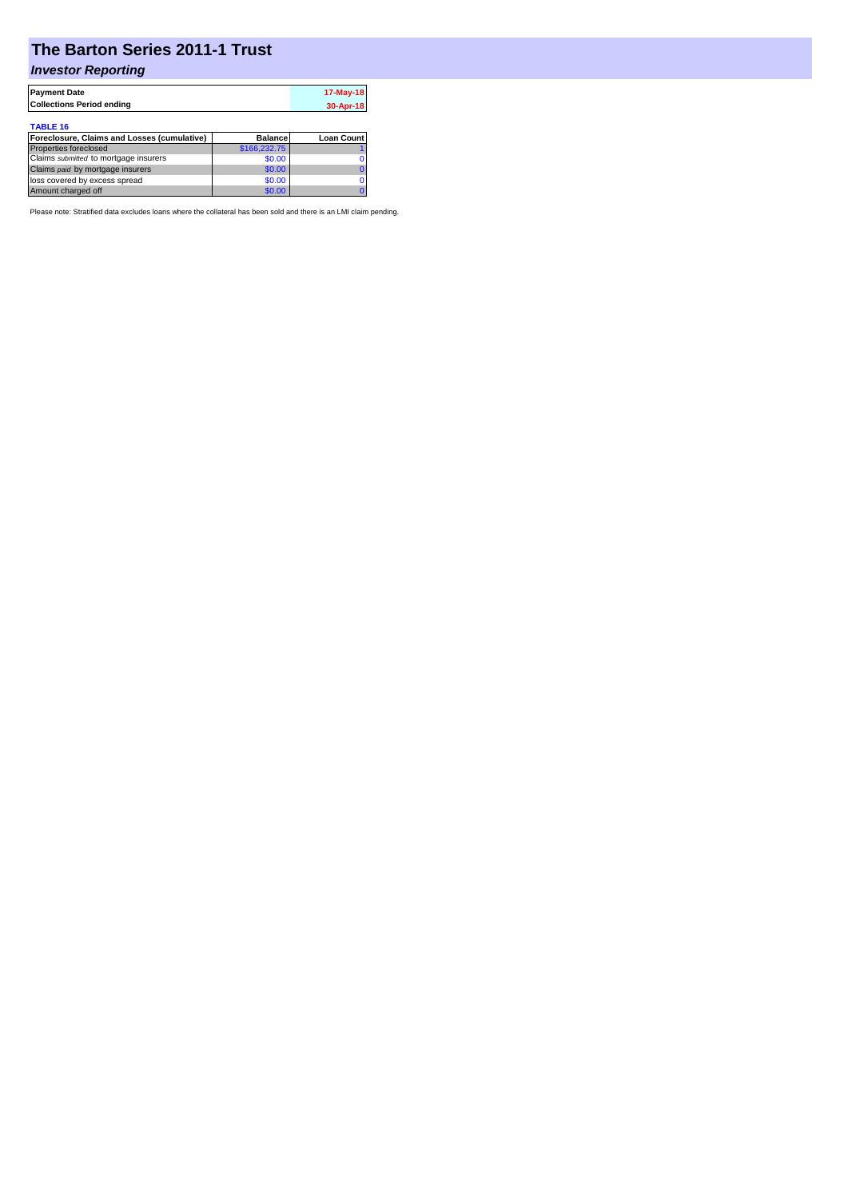# The Barton Series 2011-1 Trust

## *Investor Reporting*

| | |
|---|---|
| **Payment Date** | **17-May-18** |
| **Collections Period ending** | **30-Apr-18** |

**TABLE 16**

| Foreclosure, Claims and Losses (cumulative) | Balance | Loan Count |
|---|---|---|
| Properties foreclosed | $166,232.75 | 1 |
| Claims *submitted* to mortgage insurers | $0.00 | 0 |
| Claims *paid* by mortgage insurers | $0.00 | 0 |
| loss covered by excess spread | $0.00 | 0 |
| Amount charged off | $0.00 | 0 |

Please note: Stratified data excludes loans where the collateral has been sold and there is an LMI claim pending.